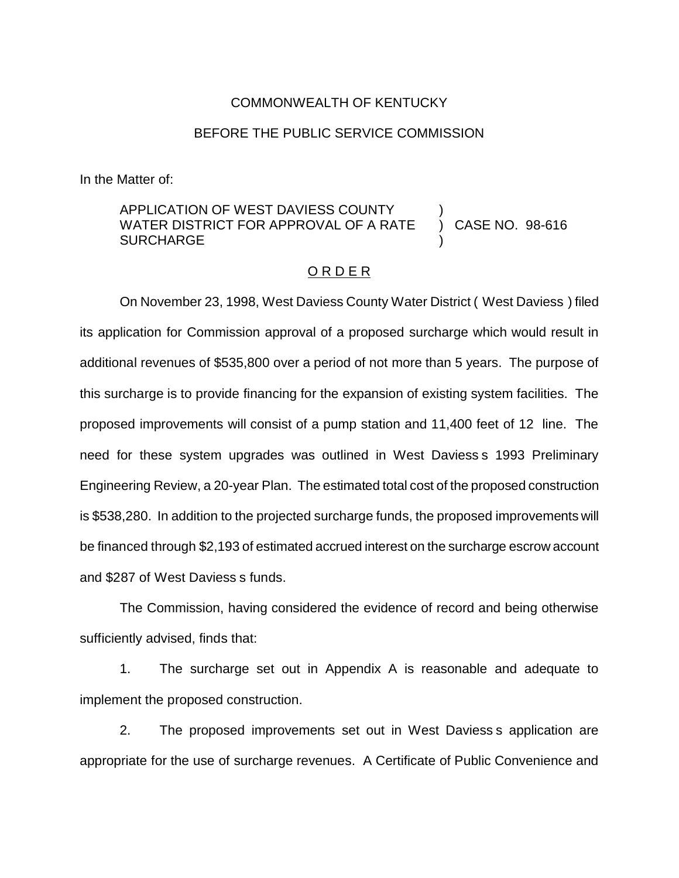COMMONWEALTH OF KENTUCKY

BEFORE THE PUBLIC SERVICE COMMISSION

In the Matter of:

| | | |
|---|---|---|
| APPLICATION OF WEST DAVIESS COUNTY WATER DISTRICT FOR APPROVAL OF A RATE SURCHARGE | ) ) ) | CASE NO. 98-616 |

## O R D E R

On November 23, 1998, West Daviess County Water District ( West Daviess ) filed its application for Commission approval of a proposed surcharge which would result in additional revenues of $535,800 over a period of not more than 5 years. The purpose of this surcharge is to provide financing for the expansion of existing system facilities. The proposed improvements will consist of a pump station and 11,400 feet of 12 line. The need for these system upgrades was outlined in West Daviess s 1993 Preliminary Engineering Review, a 20-year Plan. The estimated total cost of the proposed construction is $538,280. In addition to the projected surcharge funds, the proposed improvements will be financed through $2,193 of estimated accrued interest on the surcharge escrow account and $287 of West Daviess s funds.

The Commission, having considered the evidence of record and being otherwise sufficiently advised, finds that:

1. The surcharge set out in Appendix A is reasonable and adequate to implement the proposed construction.

2. The proposed improvements set out in West Daviess s application are appropriate for the use of surcharge revenues. A Certificate of Public Convenience and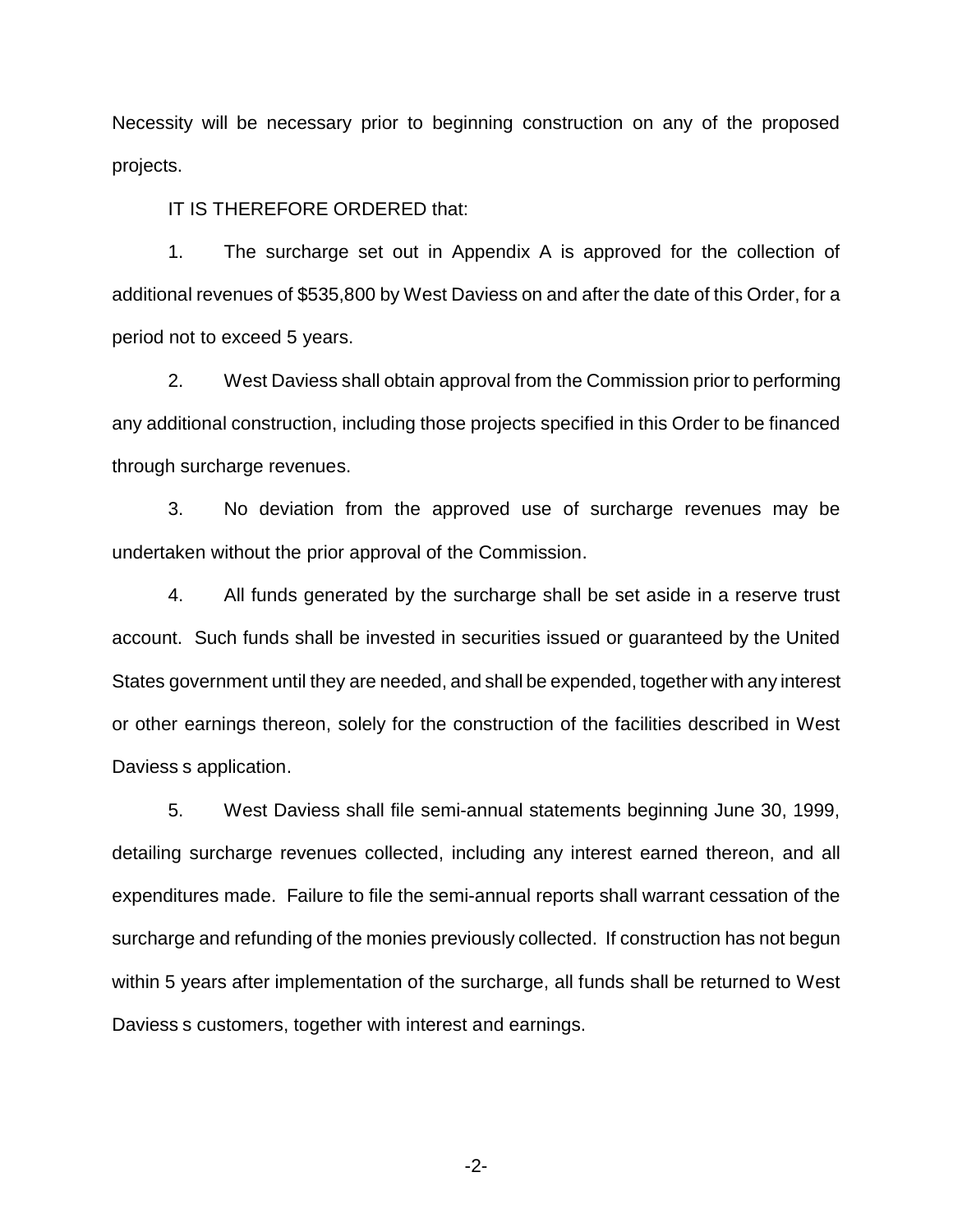Necessity will be necessary prior to beginning construction on any of the proposed projects.

IT IS THEREFORE ORDERED that:

1. The surcharge set out in Appendix A is approved for the collection of additional revenues of $535,800 by West Daviess on and after the date of this Order, for a period not to exceed 5 years.

2. West Daviess shall obtain approval from the Commission prior to performing any additional construction, including those projects specified in this Order to be financed through surcharge revenues.

3. No deviation from the approved use of surcharge revenues may be undertaken without the prior approval of the Commission.

4. All funds generated by the surcharge shall be set aside in a reserve trust account. Such funds shall be invested in securities issued or guaranteed by the United States government until they are needed, and shall be expended, together with any interest or other earnings thereon, solely for the construction of the facilities described in West Daviess s application.

5. West Daviess shall file semi-annual statements beginning June 30, 1999, detailing surcharge revenues collected, including any interest earned thereon, and all expenditures made. Failure to file the semi-annual reports shall warrant cessation of the surcharge and refunding of the monies previously collected. If construction has not begun within 5 years after implementation of the surcharge, all funds shall be returned to West Daviess s customers, together with interest and earnings.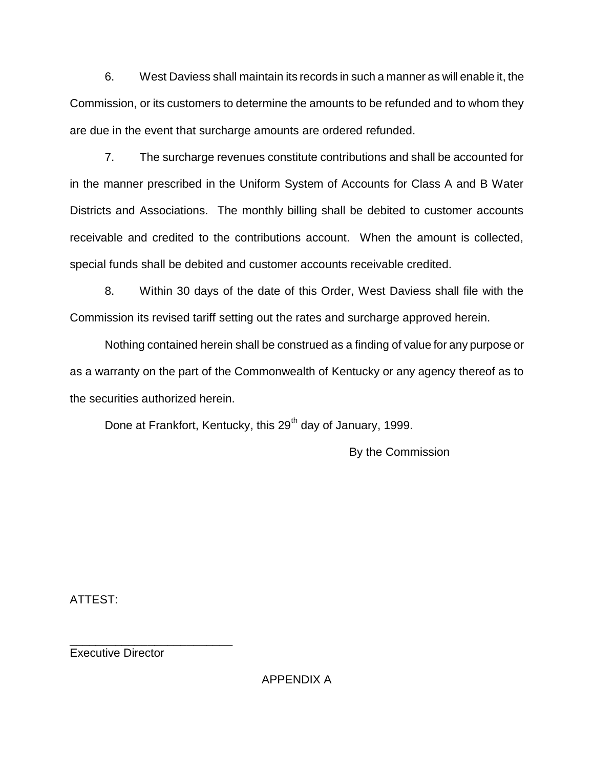6. West Daviess shall maintain its records in such a manner as will enable it, the Commission, or its customers to determine the amounts to be refunded and to whom they are due in the event that surcharge amounts are ordered refunded.

7. The surcharge revenues constitute contributions and shall be accounted for in the manner prescribed in the Uniform System of Accounts for Class A and B Water Districts and Associations. The monthly billing shall be debited to customer accounts receivable and credited to the contributions account. When the amount is collected, special funds shall be debited and customer accounts receivable credited.

8. Within 30 days of the date of this Order, West Daviess shall file with the Commission its revised tariff setting out the rates and surcharge approved herein.

Nothing contained herein shall be construed as a finding of value for any purpose or as a warranty on the part of the Commonwealth of Kentucky or any agency thereof as to the securities authorized herein.

Done at Frankfort, Kentucky, this 29th day of January, 1999.

By the Commission

ATTEST:

_________________________
Executive Director

APPENDIX A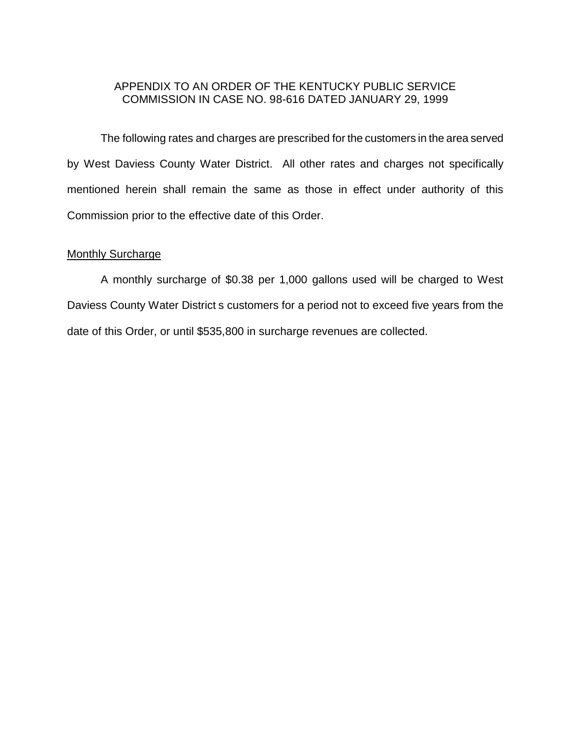APPENDIX TO AN ORDER OF THE KENTUCKY PUBLIC SERVICE COMMISSION IN CASE NO. 98-616 DATED JANUARY 29, 1999

The following rates and charges are prescribed for the customers in the area served by West Daviess County Water District. All other rates and charges not specifically mentioned herein shall remain the same as those in effect under authority of this Commission prior to the effective date of this Order.

Monthly Surcharge

A monthly surcharge of $0.38 per 1,000 gallons used will be charged to West Daviess County Water District s customers for a period not to exceed five years from the date of this Order, or until $535,800 in surcharge revenues are collected.